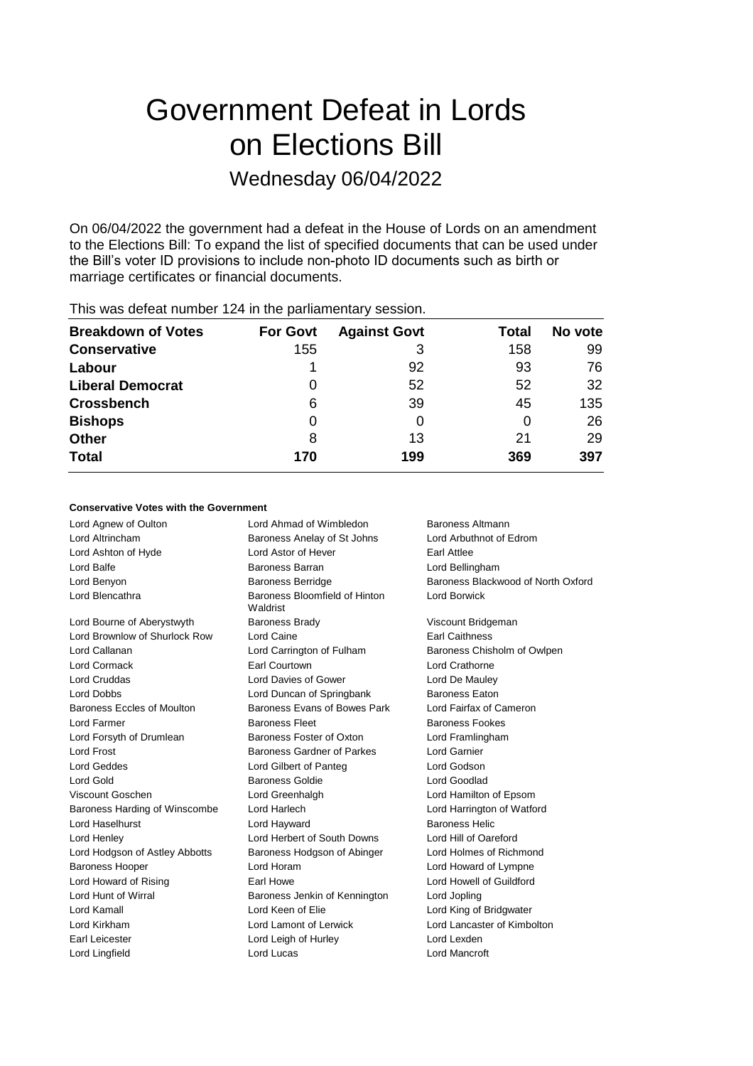# Government Defeat in Lords on Elections Bill

## Wednesday 06/04/2022

On 06/04/2022 the government had a defeat in the House of Lords on an amendment to the Elections Bill: To expand the list of specified documents that can be used under the Bill's voter ID provisions to include non-photo ID documents such as birth or marriage certificates or financial documents.

This was defeat number 124 in the parliamentary session.

| Breakdown of Votes | For Govt | Against Govt | Total | No vote |
|---|---|---|---|---|
| **Conservative** | 155 | 3 | 158 | 99 |
| **Labour** | 1 | 92 | 93 | 76 |
| **Liberal Democrat** | 0 | 52 | 52 | 32 |
| **Crossbench** | 6 | 39 | 45 | 135 |
| **Bishops** | 0 | 0 | 0 | 26 |
| **Other** | 8 | 13 | 21 | 29 |
| **Total** | **170** | **199** | **369** | **397** |

**Conservative Votes with the Government**

| | | |
|---|---|---|
| Lord Agnew of Oulton | Lord Ahmad of Wimbledon | Baroness Altmann |
| Lord Altrincham | Baroness Anelay of St Johns | Lord Arbuthnot of Edrom |
| Lord Ashton of Hyde | Lord Astor of Hever | Earl Attlee |
| Lord Balfe | Baroness Barran | Lord Bellingham |
| Lord Benyon | Baroness Berridge | Baroness Blackwood of North Oxford |
| Lord Blencathra | Baroness Bloomfield of Hinton Waldrist | Lord Borwick |
| Lord Bourne of Aberystwyth | Baroness Brady | Viscount Bridgeman |
| Lord Brownlow of Shurlock Row | Lord Caine | Earl Caithness |
| Lord Callanan | Lord Carrington of Fulham | Baroness Chisholm of Owlpen |
| Lord Cormack | Earl Courtown | Lord Crathorne |
| Lord Cruddas | Lord Davies of Gower | Lord De Mauley |
| Lord Dobbs | Lord Duncan of Springbank | Baroness Eaton |
| Baroness Eccles of Moulton | Baroness Evans of Bowes Park | Lord Fairfax of Cameron |
| Lord Farmer | Baroness Fleet | Baroness Fookes |
| Lord Forsyth of Drumlean | Baroness Foster of Oxton | Lord Framlingham |
| Lord Frost | Baroness Gardner of Parkes | Lord Garnier |
| Lord Geddes | Lord Gilbert of Panteg | Lord Godson |
| Lord Gold | Baroness Goldie | Lord Goodlad |
| Viscount Goschen | Lord Greenhalgh | Lord Hamilton of Epsom |
| Baroness Harding of Winscombe | Lord Harlech | Lord Harrington of Watford |
| Lord Haselhurst | Lord Hayward | Baroness Helic |
| Lord Henley | Lord Herbert of South Downs | Lord Hill of Oareford |
| Lord Hodgson of Astley Abbotts | Baroness Hodgson of Abinger | Lord Holmes of Richmond |
| Baroness Hooper | Lord Horam | Lord Howard of Lympne |
| Lord Howard of Rising | Earl Howe | Lord Howell of Guildford |
| Lord Hunt of Wirral | Baroness Jenkin of Kennington | Lord Jopling |
| Lord Kamall | Lord Keen of Elie | Lord King of Bridgwater |
| Lord Kirkham | Lord Lamont of Lerwick | Lord Lancaster of Kimbolton |
| Earl Leicester | Lord Leigh of Hurley | Lord Lexden |
| Lord Lingfield | Lord Lucas | Lord Mancroft |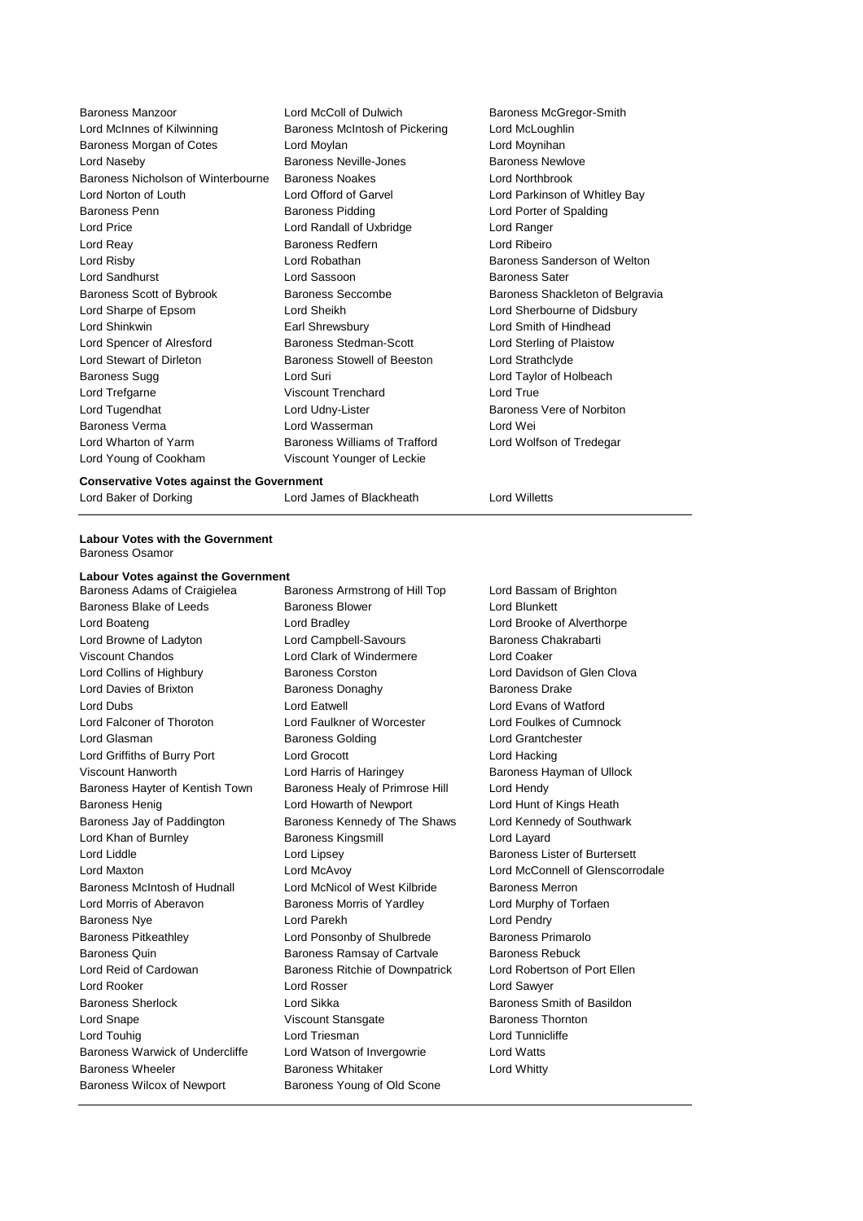Baroness Manzoor
Lord McInnes of Kilwinning
Baroness Morgan of Cotes
Lord Naseby
Baroness Nicholson of Winterbourne
Lord Norton of Louth
Baroness Penn
Lord Price
Lord Reay
Lord Risby
Lord Sandhurst
Baroness Scott of Bybrook
Lord Sharpe of Epsom
Lord Shinkwin
Lord Spencer of Alresford
Lord Stewart of Dirleton
Baroness Sugg
Lord Trefgarne
Lord Tugendhat
Baroness Verma
Lord Wharton of Yarm
Lord Young of Cookham
Lord McColl of Dulwich
Baroness McIntosh of Pickering
Lord Moylan
Baroness Neville-Jones
Baroness Noakes
Lord Offord of Garvel
Baroness Pidding
Lord Randall of Uxbridge
Baroness Redfern
Lord Robathan
Lord Sassoon
Baroness Seccombe
Lord Sheikh
Earl Shrewsbury
Baroness Stedman-Scott
Baroness Stowell of Beeston
Lord Suri
Viscount Trenchard
Lord Udny-Lister
Lord Wasserman
Baroness Williams of Trafford
Viscount Younger of Leckie
Baroness McGregor-Smith
Lord McLoughlin
Lord Moynihan
Baroness Newlove
Lord Northbrook
Lord Parkinson of Whitley Bay
Lord Porter of Spalding
Lord Ranger
Lord Ribeiro
Baroness Sanderson of Welton
Baroness Sater
Baroness Shackleton of Belgravia
Lord Sherbourne of Didsbury
Lord Smith of Hindhead
Lord Sterling of Plaistow
Lord Strathclyde
Lord Taylor of Holbeach
Lord True
Baroness Vere of Norbiton
Lord Wei
Lord Wolfson of Tredegar

**Conservative Votes against the Government**

Lord Baker of Dorking
Lord James of Blackheath
Lord Willetts

**Labour Votes with the Government**

Baroness Osamor

**Labour Votes against the Government**

Baroness Adams of Craigielea
Baroness Blake of Leeds
Lord Boateng
Lord Browne of Ladyton
Viscount Chandos
Lord Collins of Highbury
Lord Davies of Brixton
Lord Dubs
Lord Falconer of Thoroton
Lord Glasman
Lord Griffiths of Burry Port
Viscount Hanworth
Baroness Hayter of Kentish Town
Baroness Henig
Baroness Jay of Paddington
Lord Khan of Burnley
Lord Liddle
Lord Maxton
Baroness McIntosh of Hudnall
Lord Morris of Aberavon
Baroness Nye
Baroness Pitkeathley
Baroness Quin
Lord Reid of Cardowan
Lord Rooker
Baroness Sherlock
Lord Snape
Lord Touhig
Baroness Warwick of Undercliffe
Baroness Wheeler
Baroness Wilcox of Newport
Baroness Armstrong of Hill Top
Baroness Blower
Lord Bradley
Lord Campbell-Savours
Lord Clark of Windermere
Baroness Corston
Baroness Donaghy
Lord Eatwell
Lord Faulkner of Worcester
Baroness Golding
Lord Grocott
Lord Harris of Haringey
Baroness Healy of Primrose Hill
Lord Howarth of Newport
Baroness Kennedy of The Shaws
Baroness Kingsmill
Lord Lipsey
Lord McAvoy
Lord McNicol of West Kilbride
Baroness Morris of Yardley
Lord Parekh
Lord Ponsonby of Shulbrede
Baroness Ramsay of Cartvale
Baroness Ritchie of Downpatrick
Lord Rosser
Lord Sikka
Viscount Stansgate
Lord Triesman
Lord Watson of Invergowrie
Baroness Whitaker
Baroness Young of Old Scone
Lord Bassam of Brighton
Lord Blunkett
Lord Brooke of Alverthorpe
Baroness Chakrabarti
Lord Coaker
Lord Davidson of Glen Clova
Baroness Drake
Lord Evans of Watford
Lord Foulkes of Cumnock
Lord Grantchester
Lord Hacking
Baroness Hayman of Ullock
Lord Hendy
Lord Hunt of Kings Heath
Lord Kennedy of Southwark
Lord Layard
Baroness Lister of Burtersett
Lord McConnell of Glenscorrodale
Baroness Merron
Lord Murphy of Torfaen
Lord Pendry
Baroness Primarolo
Baroness Rebuck
Lord Robertson of Port Ellen
Lord Sawyer
Baroness Smith of Basildon
Baroness Thornton
Lord Tunnicliffe
Lord Watts
Lord Whitty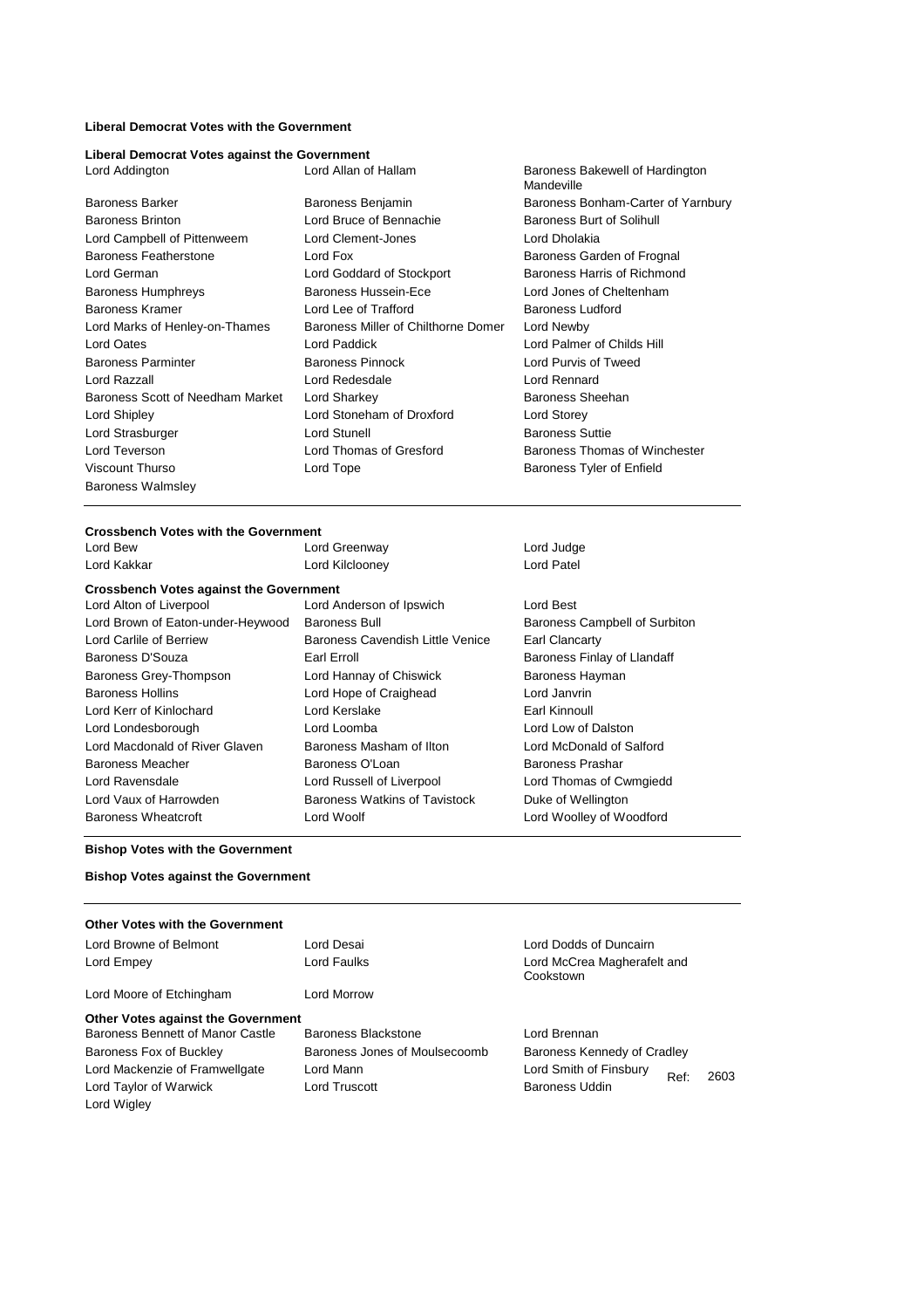**Liberal Democrat Votes with the Government**

**Liberal Democrat Votes against the Government**

| | | |
|---|---|---|
| Lord Addington | Lord Allan of Hallam | Baroness Bakewell of Hardington Mandeville |
| Baroness Barker | Baroness Benjamin | Baroness Bonham-Carter of Yarnbury |
| Baroness Brinton | Lord Bruce of Bennachie | Baroness Burt of Solihull |
| Lord Campbell of Pittenweem | Lord Clement-Jones | Lord Dholakia |
| Baroness Featherstone | Lord Fox | Baroness Garden of Frognal |
| Lord German | Lord Goddard of Stockport | Baroness Harris of Richmond |
| Baroness Humphreys | Baroness Hussein-Ece | Lord Jones of Cheltenham |
| Baroness Kramer | Lord Lee of Trafford | Baroness Ludford |
| Lord Marks of Henley-on-Thames | Baroness Miller of Chilthorne Domer | Lord Newby |
| Lord Oates | Lord Paddick | Lord Palmer of Childs Hill |
| Baroness Parminter | Baroness Pinnock | Lord Purvis of Tweed |
| Lord Razzall | Lord Redesdale | Lord Rennard |
| Baroness Scott of Needham Market | Lord Sharkey | Baroness Sheehan |
| Lord Shipley | Lord Stoneham of Droxford | Lord Storey |
| Lord Strasburger | Lord Stunell | Baroness Suttie |
| Lord Teverson | Lord Thomas of Gresford | Baroness Thomas of Winchester |
| Viscount Thurso | Lord Tope | Baroness Tyler of Enfield |
| Baroness Walmsley | | |

**Crossbench Votes with the Government**

| | | |
|---|---|---|
| Lord Bew | Lord Greenway | Lord Judge |
| Lord Kakkar | Lord Kilclooney | Lord Patel |

**Crossbench Votes against the Government**

| | | |
|---|---|---|
| Lord Alton of Liverpool | Lord Anderson of Ipswich | Lord Best |
| Lord Brown of Eaton-under-Heywood | Baroness Bull | Baroness Campbell of Surbiton |
| Lord Carlile of Berriew | Baroness Cavendish Little Venice | Earl Clancarty |
| Baroness D'Souza | Earl Erroll | Baroness Finlay of Llandaff |
| Baroness Grey-Thompson | Lord Hannay of Chiswick | Baroness Hayman |
| Baroness Hollins | Lord Hope of Craighead | Lord Janvrin |
| Lord Kerr of Kinlochard | Lord Kerslake | Earl Kinnoull |
| Lord Londesborough | Lord Loomba | Lord Low of Dalston |
| Lord Macdonald of River Glaven | Baroness Masham of Ilton | Lord McDonald of Salford |
| Baroness Meacher | Baroness O'Loan | Baroness Prashar |
| Lord Ravensdale | Lord Russell of Liverpool | Lord Thomas of Cwmgiedd |
| Lord Vaux of Harrowden | Baroness Watkins of Tavistock | Duke of Wellington |
| Baroness Wheatcroft | Lord Woolf | Lord Woolley of Woodford |

**Bishop Votes with the Government**

**Bishop Votes against the Government**

**Other Votes with the Government**

| | | |
|---|---|---|
| Lord Browne of Belmont | Lord Desai | Lord Dodds of Duncairn |
| Lord Empey | Lord Faulks | Lord McCrea Magherafelt and Cookstown |
| Lord Moore of Etchingham | Lord Morrow | |

**Other Votes against the Government**

| | | |
|---|---|---|
| Baroness Bennett of Manor Castle | Baroness Blackstone | Lord Brennan |
| Baroness Fox of Buckley | Baroness Jones of Moulsecoomb | Baroness Kennedy of Cradley |
| Lord Mackenzie of Framwellgate | Lord Mann | Lord Smith of Finsbury |
| Lord Taylor of Warwick | Lord Truscott | Baroness Uddin |
| Lord Wigley | | |

Ref: 2603